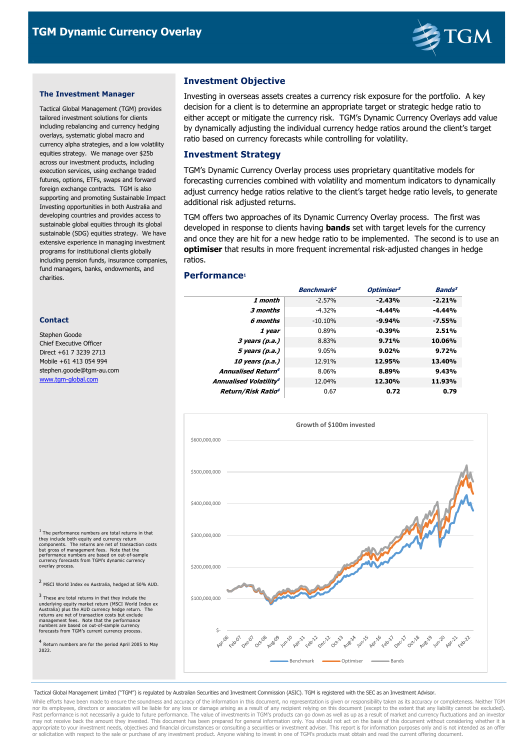# TGM Dynamic Currency Overlay

## The Investment Manager

Tactical Global Management (TGM) provides tailored investment solutions for clients including rebalancing and currency hedging overlays, systematic global macro and currency alpha strategies, and a low volatility equities strategy. We manage over $25b across our investment products, including execution services, using exchange traded futures, options, ETFs, swaps and forward foreign exchange contracts. TGM is also supporting and promoting Sustainable Impact Investing opportunities in both Australia and developing countries and provides access to sustainable global equities through its global sustainable (SDG) equities strategy. We have extensive experience in managing investment programs for institutional clients globally including pension funds, insurance companies, fund managers, banks, endowments, and charities.

## Contact

Stephen Goode
Chief Executive Officer
Direct +61 7 3239 2713
Mobile +61 413 054 994
stephen.goode@tgm-au.com
www.tgm-global.com

## Investment Objective

Investing in overseas assets creates a currency risk exposure for the portfolio. A key decision for a client is to determine an appropriate target or strategic hedge ratio to either accept or mitigate the currency risk. TGM's Dynamic Currency Overlays add value by dynamically adjusting the individual currency hedge ratios around the client's target ratio based on currency forecasts while controlling for volatility.

## Investment Strategy

TGM's Dynamic Currency Overlay process uses proprietary quantitative models for forecasting currencies combined with volatility and momentum indicators to dynamically adjust currency hedge ratios relative to the client's target hedge ratio levels, to generate additional risk adjusted returns.

TGM offers two approaches of its Dynamic Currency Overlay process. The first was developed in response to clients having **bands** set with target levels for the currency and once they are hit for a new hedge ratio to be implemented. The second is to use an **optimiser** that results in more frequent incremental risk-adjusted changes in hedge ratios.

## Performance[1]

| | *Benchmark*[2] | *Optimiser*[3] | *Bands*[3] |
|---|---|---|---|
| ***1 month*** | -2.57% | **-2.43%** | **-2.21%** |
| ***3 months*** | -4.32% | **-4.44%** | **-4.44%** |
| ***6 months*** | -10.10% | **-9.94%** | **-7.55%** |
| ***1 year*** | 0.89% | **-0.39%** | **2.51%** |
| ***3 years (p.a.)*** | 8.83% | **9.71%** | **10.06%** |
| ***5 years (p.a.)*** | 9.05% | **9.02%** | **9.72%** |
| ***10 years (p.a.)*** | 12.91% | **12.95%** | **13.40%** |
| ***Annualised Return***[4] | 8.06% | **8.89%** | **9.43%** |
| ***Annualised Volatility***[4] | 12.04% | **12.30%** | **11.93%** |
| ***Return/Risk Ratio***[4] | 0.67 | **0.72** | **0.79** |

Growth of $100m invested

[1] The performance numbers are total returns in that they include both equity and currency return components. The returns are net of transaction costs but gross of management fees. Note that the performance numbers are based on out-of-sample currency forecasts from TGM's dynamic currency overlay process.

[2] MSCI World Index ex Australia, hedged at 50% AUD.

[3] These are total returns in that they include the underlying equity market return (MSCI World Index ex Australia) plus the AUD currency hedge return. The returns are net of transaction costs but exclude management fees. Note that the performance numbers are based on out-of-sample currency forecasts from TGM's current currency process.

[4] Return numbers are for the period April 2005 to May 2022.

Tactical Global Management Limited ("TGM") is regulated by Australian Securities and Investment Commission (ASIC). TGM is registered with the SEC as an Investment Advisor.

While efforts have been made to ensure the soundness and accuracy of the information in this document, no representation is given or responsibility taken as its accuracy or completeness. Neither TGM nor its employees, directors or associates will be liable for any loss or damage arising as a result of any recipient relying on this document (except to the extent that any liability cannot be excluded). Past performance is not necessarily a guide to future performance. The value of investments in TGM's products can go down as well as up as a result of market and currency fluctuations and an investor may not receive back the amount they invested. This document has been prepared for general information only. You should not act on the basis of this document without considering whether it is appropriate to your investment needs, objectives and financial circumstances or consulting a securities or investment adviser. This report is for information purposes only and is not intended as an offer or solicitation with respect to the sale or purchase of any investment product. Anyone wishing to invest in one of TGM's products must obtain and read the current offering document.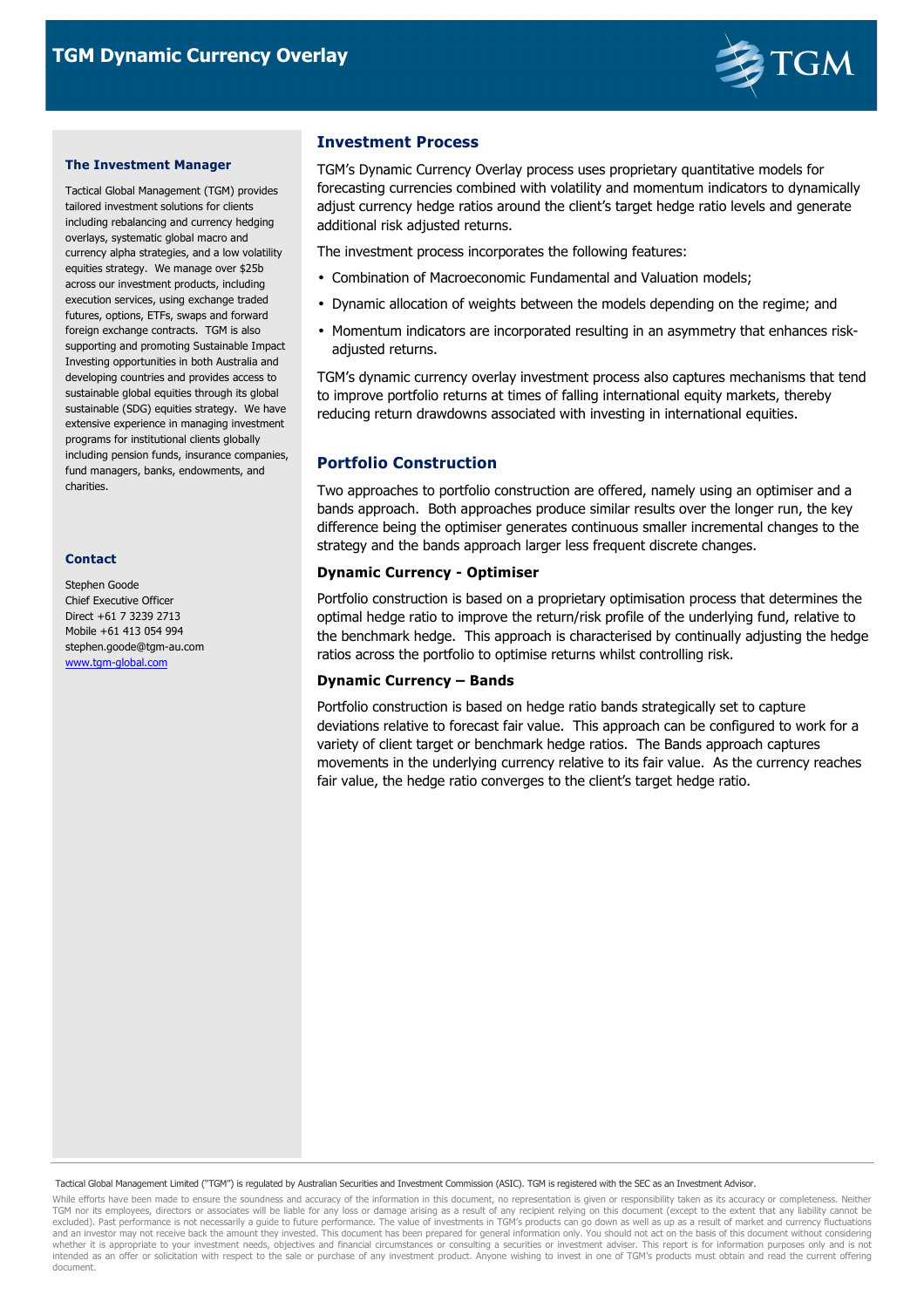# TGM Dynamic Currency Overlay

### The Investment Manager

Tactical Global Management (TGM) provides tailored investment solutions for clients including rebalancing and currency hedging overlays, systematic global macro and currency alpha strategies, and a low volatility equities strategy. We manage over $25b across our investment products, including execution services, using exchange traded futures, options, ETFs, swaps and forward foreign exchange contracts. TGM is also supporting and promoting Sustainable Impact Investing opportunities in both Australia and developing countries and provides access to sustainable global equities through its global sustainable (SDG) equities strategy. We have extensive experience in managing investment programs for institutional clients globally including pension funds, insurance companies, fund managers, banks, endowments, and charities.

### Contact

Stephen Goode
Chief Executive Officer
Direct +61 7 3239 2713
Mobile +61 413 054 994
stephen.goode@tgm-au.com
www.tgm-global.com

## Investment Process

TGM's Dynamic Currency Overlay process uses proprietary quantitative models for forecasting currencies combined with volatility and momentum indicators to dynamically adjust currency hedge ratios around the client's target hedge ratio levels and generate additional risk adjusted returns.

The investment process incorporates the following features:

- Combination of Macroeconomic Fundamental and Valuation models;
- Dynamic allocation of weights between the models depending on the regime; and
- Momentum indicators are incorporated resulting in an asymmetry that enhances risk-adjusted returns.

TGM's dynamic currency overlay investment process also captures mechanisms that tend to improve portfolio returns at times of falling international equity markets, thereby reducing return drawdowns associated with investing in international equities.

## Portfolio Construction

Two approaches to portfolio construction are offered, namely using an optimiser and a bands approach. Both approaches produce similar results over the longer run, the key difference being the optimiser generates continuous smaller incremental changes to the strategy and the bands approach larger less frequent discrete changes.

### Dynamic Currency - Optimiser

Portfolio construction is based on a proprietary optimisation process that determines the optimal hedge ratio to improve the return/risk profile of the underlying fund, relative to the benchmark hedge. This approach is characterised by continually adjusting the hedge ratios across the portfolio to optimise returns whilst controlling risk.

### Dynamic Currency – Bands

Portfolio construction is based on hedge ratio bands strategically set to capture deviations relative to forecast fair value. This approach can be configured to work for a variety of client target or benchmark hedge ratios. The Bands approach captures movements in the underlying currency relative to its fair value. As the currency reaches fair value, the hedge ratio converges to the client's target hedge ratio.

---

Tactical Global Management Limited ("TGM") is regulated by Australian Securities and Investment Commission (ASIC). TGM is registered with the SEC as an Investment Advisor.

While efforts have been made to ensure the soundness and accuracy of the information in this document, no representation is given or responsibility taken as its accuracy or completeness. Neither TGM nor its employees, directors or associates will be liable for any loss or damage arising as a result of any recipient relying on this document (except to the extent that any liability cannot be excluded). Past performance is not necessarily a guide to future performance. The value of investments in TGM's products can go down as well as up as a result of market and currency fluctuations and an investor may not receive back the amount they invested. This document has been prepared for general information only. You should not act on the basis of this document without considering whether it is appropriate to your investment needs, objectives and financial circumstances or consulting a securities or investment adviser. This report is for information purposes only and is not intended as an offer or solicitation with respect to the sale or purchase of any investment product. Anyone wishing to invest in one of TGM's products must obtain and read the current offering document.